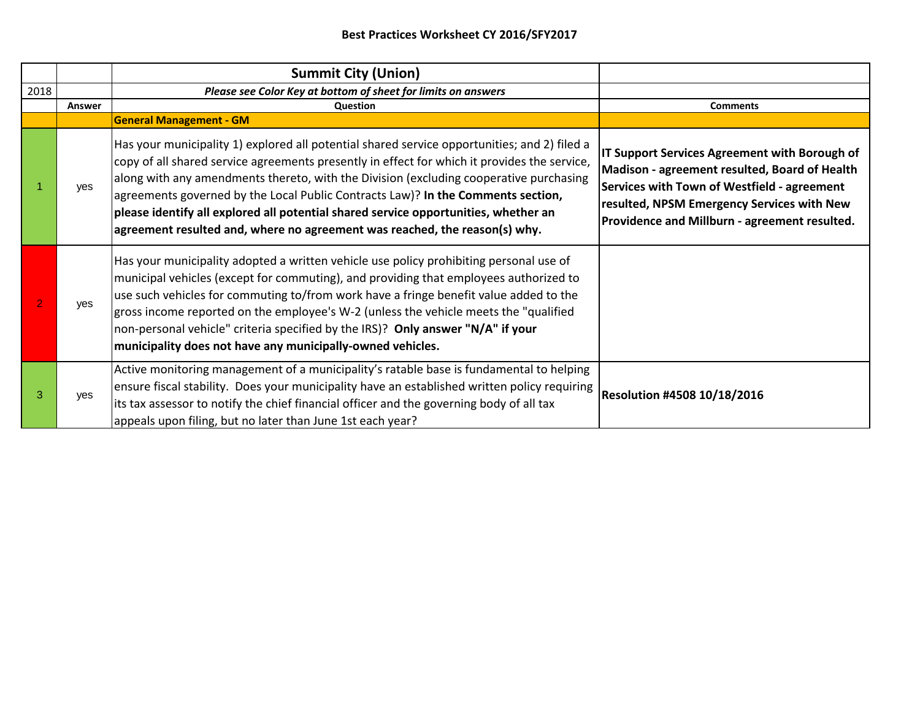## Best Practices Worksheet CY 2016/SFY2017

| | | **Summit City (Union)** | |
|---|---|---|---|
| 2018 | | ***Please see Color Key at bottom of sheet for limits on answers*** | |
| | **Answer** | **Question** | **Comments** |
| | | **General Management - GM** | |
| 1 | yes | Has your municipality 1) explored all potential shared service opportunities; and 2) filed a copy of all shared service agreements presently in effect for which it provides the service, along with any amendments thereto, with the Division (excluding cooperative purchasing agreements governed by the Local Public Contracts Law)? **In the Comments section, please identify all explored all potential shared service opportunities, whether an agreement resulted and, where no agreement was reached, the reason(s) why.** | **IT Support Services Agreement with Borough of Madison - agreement resulted, Board of Health Services with Town of Westfield - agreement resulted, NPSM Emergency Services with New Providence and Millburn - agreement resulted.** |
| 2 | yes | Has your municipality adopted a written vehicle use policy prohibiting personal use of municipal vehicles (except for commuting), and providing that employees authorized to use such vehicles for commuting to/from work have a fringe benefit value added to the gross income reported on the employee's W-2 (unless the vehicle meets the "qualified non-personal vehicle" criteria specified by the IRS)? **Only answer "N/A" if your municipality does not have any municipally-owned vehicles.** | |
| 3 | yes | Active monitoring management of a municipality's ratable base is fundamental to helping ensure fiscal stability. Does your municipality have an established written policy requiring its tax assessor to notify the chief financial officer and the governing body of all tax appeals upon filing, but no later than June 1st each year? | **Resolution #4508 10/18/2016** |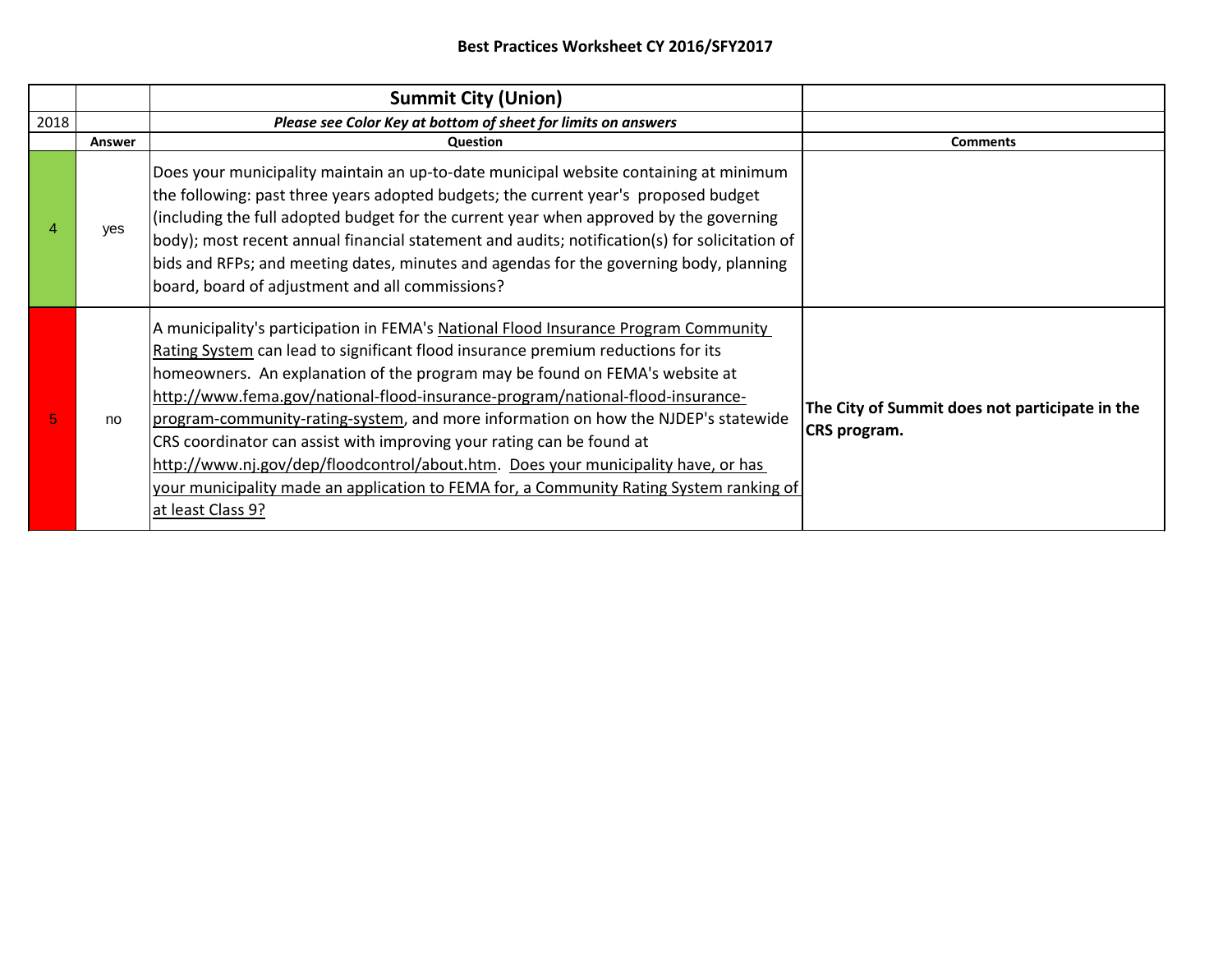## Best Practices Worksheet CY 2016/SFY2017

| | | Summit City (Union) | |
|---|---|---|---|
| 2018 | | ***Please see Color Key at bottom of sheet for limits on answers*** | |
| | **Answer** | **Question** | **Comments** |
| 4 | yes | Does your municipality maintain an up-to-date municipal website containing at minimum the following: past three years adopted budgets; the current year's proposed budget (including the full adopted budget for the current year when approved by the governing body); most recent annual financial statement and audits; notification(s) for solicitation of bids and RFPs; and meeting dates, minutes and agendas for the governing body, planning board, board of adjustment and all commissions? | |
| 5 | no | A municipality's participation in FEMA's National Flood Insurance Program Community Rating System can lead to significant flood insurance premium reductions for its homeowners. An explanation of the program may be found on FEMA's website at http://www.fema.gov/national-flood-insurance-program/national-flood-insurance-program-community-rating-system, and more information on how the NJDEP's statewide CRS coordinator can assist with improving your rating can be found at http://www.nj.gov/dep/floodcontrol/about.htm. Does your municipality have, or has your municipality made an application to FEMA for, a Community Rating System ranking of at least Class 9? | **The City of Summit does not participate in the CRS program.** |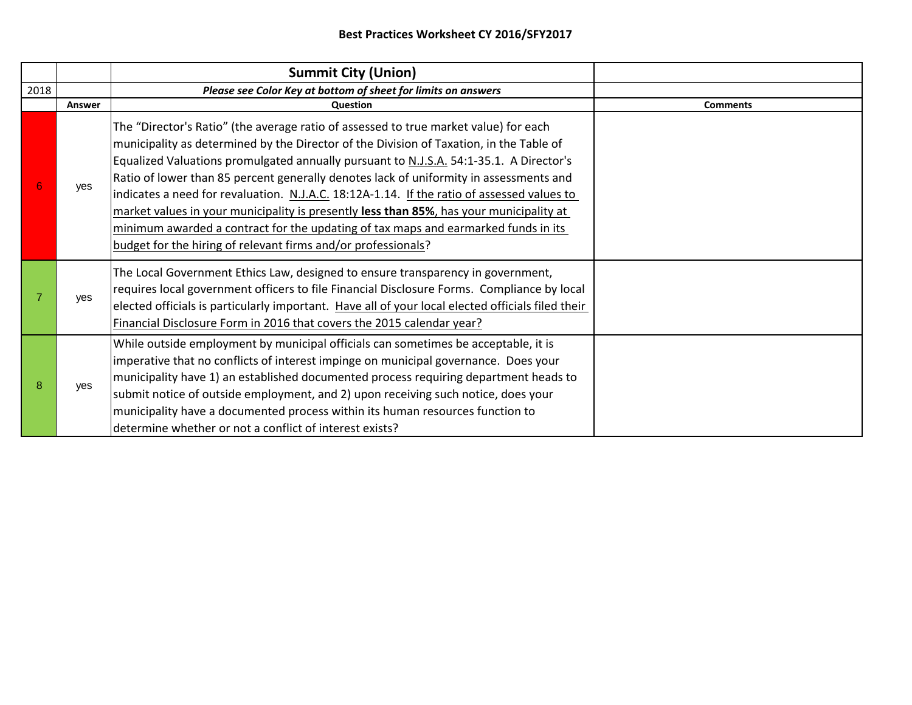**Best Practices Worksheet CY 2016/SFY2017**

| | | **Summit City (Union)** | |
|---|---|---|---|
| 2018 | | ***Please see Color Key at bottom of sheet for limits on answers*** | |
| | **Answer** | **Question** | **Comments** |
| 6 | yes | The "Director's Ratio" (the average ratio of assessed to true market value) for each municipality as determined by the Director of the Division of Taxation, in the Table of Equalized Valuations promulgated annually pursuant to N.J.S.A. 54:1-35.1. A Director's Ratio of lower than 85 percent generally denotes lack of uniformity in assessments and indicates a need for revaluation. N.J.A.C. 18:12A-1.14. If the ratio of assessed values to market values in your municipality is presently **less than 85%**, has your municipality at minimum awarded a contract for the updating of tax maps and earmarked funds in its budget for the hiring of relevant firms and/or professionals? | |
| 7 | yes | The Local Government Ethics Law, designed to ensure transparency in government, requires local government officers to file Financial Disclosure Forms. Compliance by local elected officials is particularly important. Have all of your local elected officials filed their Financial Disclosure Form in 2016 that covers the 2015 calendar year? | |
| 8 | yes | While outside employment by municipal officials can sometimes be acceptable, it is imperative that no conflicts of interest impinge on municipal governance. Does your municipality have 1) an established documented process requiring department heads to submit notice of outside employment, and 2) upon receiving such notice, does your municipality have a documented process within its human resources function to determine whether or not a conflict of interest exists? | |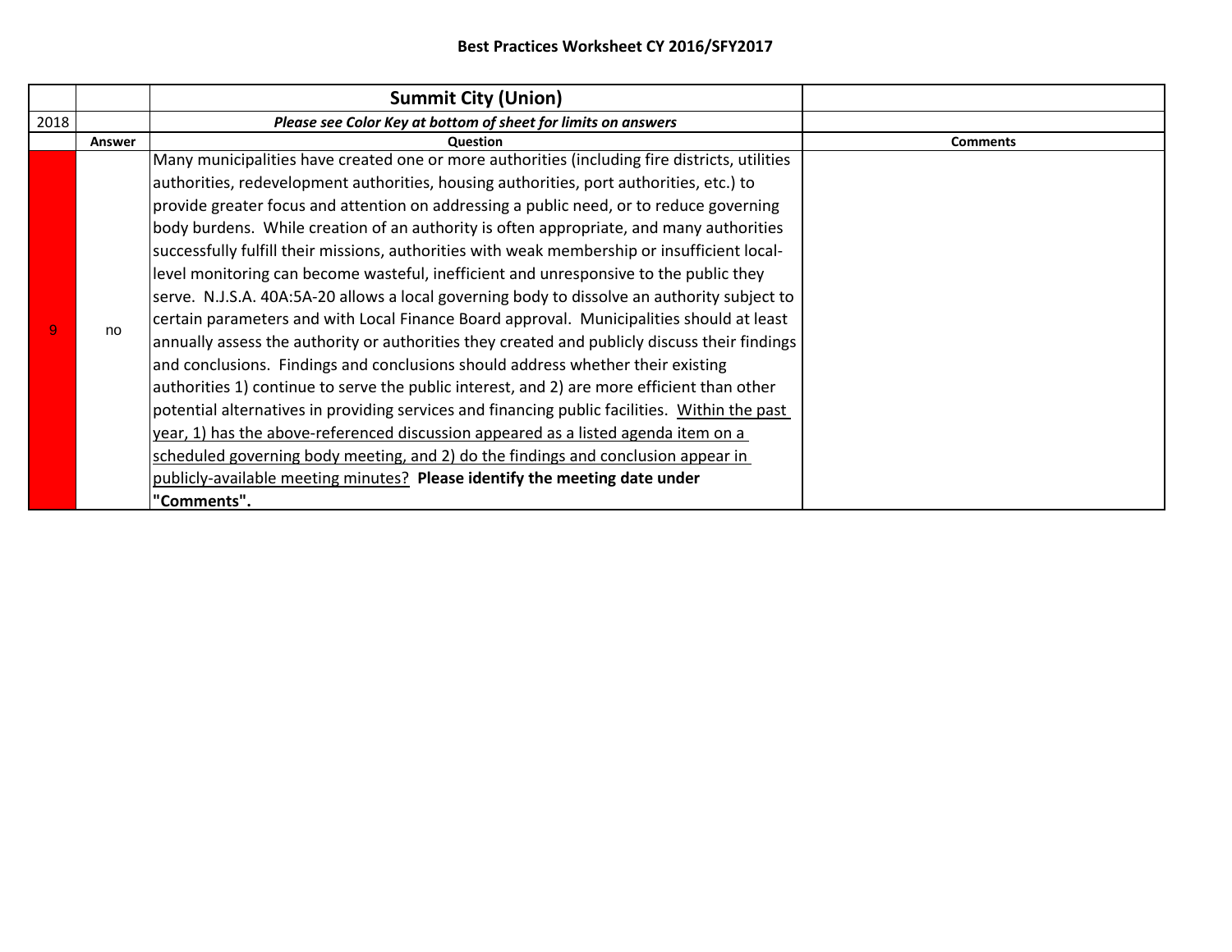**Best Practices Worksheet CY 2016/SFY2017**

| | | **Summit City (Union)** | |
|---|---|---|---|
| 2018 | | ***Please see Color Key at bottom of sheet for limits on answers*** | |
| | **Answer** | **Question** | **Comments** |
| 9 | no | Many municipalities have created one or more authorities (including fire districts, utilities authorities, redevelopment authorities, housing authorities, port authorities, etc.) to provide greater focus and attention on addressing a public need, or to reduce governing body burdens. While creation of an authority is often appropriate, and many authorities successfully fulfill their missions, authorities with weak membership or insufficient local-level monitoring can become wasteful, inefficient and unresponsive to the public they serve. N.J.S.A. 40A:5A-20 allows a local governing body to dissolve an authority subject to certain parameters and with Local Finance Board approval. Municipalities should at least annually assess the authority or authorities they created and publicly discuss their findings and conclusions. Findings and conclusions should address whether their existing authorities 1) continue to serve the public interest, and 2) are more efficient than other potential alternatives in providing services and financing public facilities. Within the past year, 1) has the above-referenced discussion appeared as a listed agenda item on a scheduled governing body meeting, and 2) do the findings and conclusion appear in publicly-available meeting minutes? **Please identify the meeting date under "Comments".** | |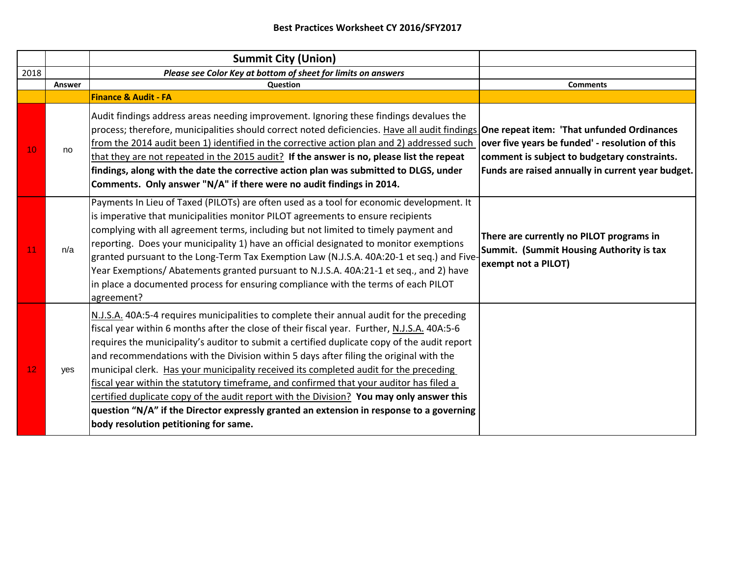**Best Practices Worksheet CY 2016/SFY2017**

| | | **Summit City (Union)** | |
|---|---|---|---|
| 2018 | | ***Please see Color Key at bottom of sheet for limits on answers*** | |
| | **Answer** | **Question** | **Comments** |
| | | **Finance & Audit - FA** | |
| 10 | no | Audit findings address areas needing improvement. Ignoring these findings devalues the process; therefore, municipalities should correct noted deficiencies. Have all audit findings from the 2014 audit been 1) identified in the corrective action plan and 2) addressed such that they are not repeated in the 2015 audit? **If the answer is no, please list the repeat findings, along with the date the corrective action plan was submitted to DLGS, under Comments. Only answer "N/A" if there were no audit findings in 2014.** | **One repeat item: 'That unfunded Ordinances over five years be funded' - resolution of this comment is subject to budgetary constraints. Funds are raised annually in current year budget.** |
| 11 | n/a | Payments In Lieu of Taxed (PILOTs) are often used as a tool for economic development. It is imperative that municipalities monitor PILOT agreements to ensure recipients complying with all agreement terms, including but not limited to timely payment and reporting. Does your municipality 1) have an official designated to monitor exemptions granted pursuant to the Long-Term Tax Exemption Law (N.J.S.A. 40A:20-1 et seq.) and Five-Year Exemptions/ Abatements granted pursuant to N.J.S.A. 40A:21-1 et seq., and 2) have in place a documented process for ensuring compliance with the terms of each PILOT agreement? | **There are currently no PILOT programs in Summit. (Summit Housing Authority is tax exempt not a PILOT)** |
| 12 | yes | N.J.S.A. 40A:5-4 requires municipalities to complete their annual audit for the preceding fiscal year within 6 months after the close of their fiscal year. Further, N.J.S.A. 40A:5-6 requires the municipality's auditor to submit a certified duplicate copy of the audit report and recommendations with the Division within 5 days after filing the original with the municipal clerk. Has your municipality received its completed audit for the preceding fiscal year within the statutory timeframe, and confirmed that your auditor has filed a certified duplicate copy of the audit report with the Division? **You may only answer this question "N/A" if the Director expressly granted an extension in response to a governing body resolution petitioning for same.** | |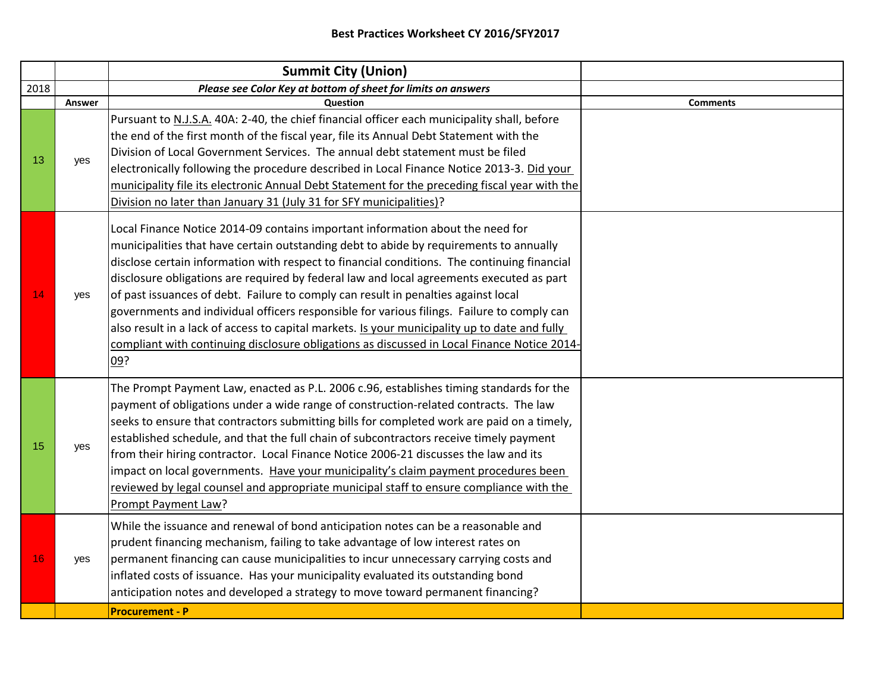## Best Practices Worksheet CY 2016/SFY2017

| | | **Summit City (Union)** | |
|---|---|---|---|
| 2018 | | ***Please see Color Key at bottom of sheet for limits on answers*** | |
| | **Answer** | **Question** | **Comments** |
| 13 | yes | Pursuant to N.J.S.A. 40A: 2-40, the chief financial officer each municipality shall, before the end of the first month of the fiscal year, file its Annual Debt Statement with the Division of Local Government Services. The annual debt statement must be filed electronically following the procedure described in Local Finance Notice 2013-3. Did your municipality file its electronic Annual Debt Statement for the preceding fiscal year with the Division no later than January 31 (July 31 for SFY municipalities)? | |
| 14 | yes | Local Finance Notice 2014-09 contains important information about the need for municipalities that have certain outstanding debt to abide by requirements to annually disclose certain information with respect to financial conditions. The continuing financial disclosure obligations are required by federal law and local agreements executed as part of past issuances of debt. Failure to comply can result in penalties against local governments and individual officers responsible for various filings. Failure to comply can also result in a lack of access to capital markets. Is your municipality up to date and fully compliant with continuing disclosure obligations as discussed in Local Finance Notice 2014-09? | |
| 15 | yes | The Prompt Payment Law, enacted as P.L. 2006 c.96, establishes timing standards for the payment of obligations under a wide range of construction-related contracts. The law seeks to ensure that contractors submitting bills for completed work are paid on a timely, established schedule, and that the full chain of subcontractors receive timely payment from their hiring contractor. Local Finance Notice 2006-21 discusses the law and its impact on local governments. Have your municipality's claim payment procedures been reviewed by legal counsel and appropriate municipal staff to ensure compliance with the Prompt Payment Law? | |
| 16 | yes | While the issuance and renewal of bond anticipation notes can be a reasonable and prudent financing mechanism, failing to take advantage of low interest rates on permanent financing can cause municipalities to incur unnecessary carrying costs and inflated costs of issuance. Has your municipality evaluated its outstanding bond anticipation notes and developed a strategy to move toward permanent financing? | |
| | | **Procurement - P** | |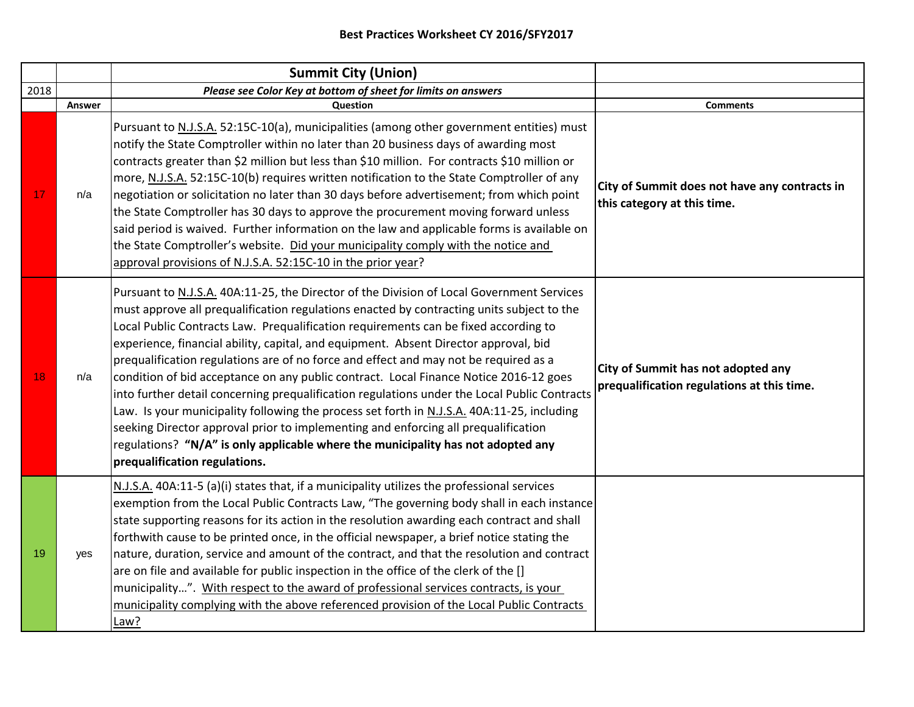### Best Practices Worksheet CY 2016/SFY2017

| | | **Summit City (Union)** | |
|---|---|---|---|
| 2018 | | ***Please see Color Key at bottom of sheet for limits on answers*** | |
| | **Answer** | **Question** | **Comments** |
| 17 | n/a | Pursuant to N.J.S.A. 52:15C-10(a), municipalities (among other government entities) must notify the State Comptroller within no later than 20 business days of awarding most contracts greater than $2 million but less than $10 million. For contracts $10 million or more, N.J.S.A. 52:15C-10(b) requires written notification to the State Comptroller of any negotiation or solicitation no later than 30 days before advertisement; from which point the State Comptroller has 30 days to approve the procurement moving forward unless said period is waived. Further information on the law and applicable forms is available on the State Comptroller's website. Did your municipality comply with the notice and approval provisions of N.J.S.A. 52:15C-10 in the prior year? | **City of Summit does not have any contracts in this category at this time.** |
| 18 | n/a | Pursuant to N.J.S.A. 40A:11-25, the Director of the Division of Local Government Services must approve all prequalification regulations enacted by contracting units subject to the Local Public Contracts Law. Prequalification requirements can be fixed according to experience, financial ability, capital, and equipment. Absent Director approval, bid prequalification regulations are of no force and effect and may not be required as a condition of bid acceptance on any public contract. Local Finance Notice 2016-12 goes into further detail concerning prequalification regulations under the Local Public Contracts Law. Is your municipality following the process set forth in N.J.S.A. 40A:11-25, including seeking Director approval prior to implementing and enforcing all prequalification regulations? **"N/A" is only applicable where the municipality has not adopted any prequalification regulations.** | **City of Summit has not adopted any prequalification regulations at this time.** |
| 19 | yes | N.J.S.A. 40A:11-5 (a)(i) states that, if a municipality utilizes the professional services exemption from the Local Public Contracts Law, "The governing body shall in each instance state supporting reasons for its action in the resolution awarding each contract and shall forthwith cause to be printed once, in the official newspaper, a brief notice stating the nature, duration, service and amount of the contract, and that the resolution and contract are on file and available for public inspection in the office of the clerk of the [] municipality…". With respect to the award of professional services contracts, is your municipality complying with the above referenced provision of the Local Public Contracts Law? | |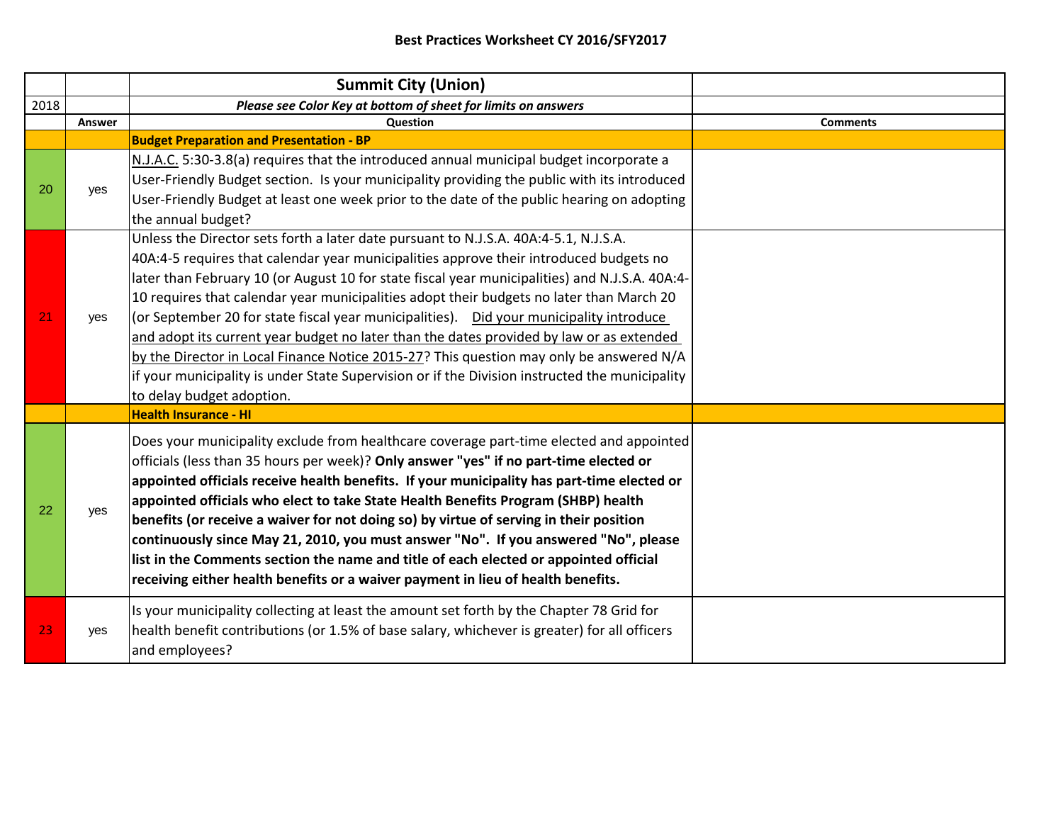## Best Practices Worksheet CY 2016/SFY2017

| | | Summit City (Union) | |
|---|---|---|---|
| 2018 | | *Please see Color Key at bottom of sheet for limits on answers* | |
| | **Answer** | **Question** | **Comments** |
| | | **Budget Preparation and Presentation - BP** | |
| 20 | yes | N.J.A.C. 5:30-3.8(a) requires that the introduced annual municipal budget incorporate a User-Friendly Budget section. Is your municipality providing the public with its introduced User-Friendly Budget at least one week prior to the date of the public hearing on adopting the annual budget? | |
| 21 | yes | Unless the Director sets forth a later date pursuant to N.J.S.A. 40A:4-5.1, N.J.S.A. 40A:4-5 requires that calendar year municipalities approve their introduced budgets no later than February 10 (or August 10 for state fiscal year municipalities) and N.J.S.A. 40A:4-10 requires that calendar year municipalities adopt their budgets no later than March 20 (or September 20 for state fiscal year municipalities). Did your municipality introduce and adopt its current year budget no later than the dates provided by law or as extended by the Director in Local Finance Notice 2015-27? This question may only be answered N/A if your municipality is under State Supervision or if the Division instructed the municipality to delay budget adoption. | |
| | | **Health Insurance - HI** | |
| 22 | yes | Does your municipality exclude from healthcare coverage part-time elected and appointed officials (less than 35 hours per week)? **Only answer "yes" if no part-time elected or appointed officials receive health benefits. If your municipality has part-time elected or appointed officials who elect to take State Health Benefits Program (SHBP) health benefits (or receive a waiver for not doing so) by virtue of serving in their position continuously since May 21, 2010, you must answer "No". If you answered "No", please list in the Comments section the name and title of each elected or appointed official receiving either health benefits or a waiver payment in lieu of health benefits.** | |
| 23 | yes | Is your municipality collecting at least the amount set forth by the Chapter 78 Grid for health benefit contributions (or 1.5% of base salary, whichever is greater) for all officers and employees? | |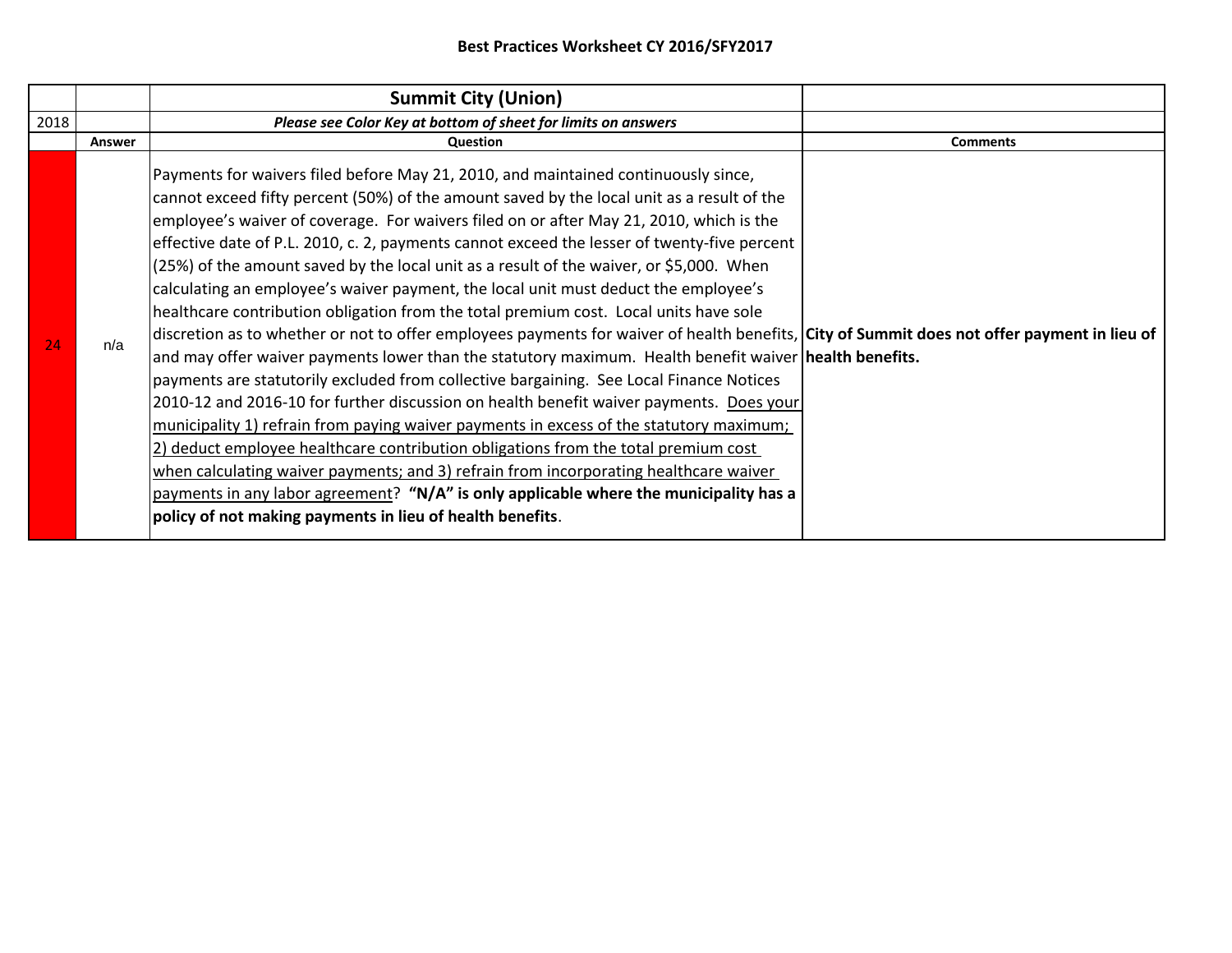**Best Practices Worksheet CY 2016/SFY2017**

| | | Summit City (Union) | |
|---|---|---|---|
| 2018 | | *Please see Color Key at bottom of sheet for limits on answers* | |
| | **Answer** | **Question** | **Comments** |
| 24 | n/a | Payments for waivers filed before May 21, 2010, and maintained continuously since, cannot exceed fifty percent (50%) of the amount saved by the local unit as a result of the employee's waiver of coverage. For waivers filed on or after May 21, 2010, which is the effective date of P.L. 2010, c. 2, payments cannot exceed the lesser of twenty-five percent (25%) of the amount saved by the local unit as a result of the waiver, or $5,000. When calculating an employee's waiver payment, the local unit must deduct the employee's healthcare contribution obligation from the total premium cost. Local units have sole discretion as to whether or not to offer employees payments for waiver of health benefits, and may offer waiver payments lower than the statutory maximum. Health benefit waiver payments are statutorily excluded from collective bargaining. See Local Finance Notices 2010-12 and 2016-10 for further discussion on health benefit waiver payments. Does your municipality 1) refrain from paying waiver payments in excess of the statutory maximum; 2) deduct employee healthcare contribution obligations from the total premium cost when calculating waiver payments; and 3) refrain from incorporating healthcare waiver payments in any labor agreement? **"N/A" is only applicable where the municipality has a policy of not making payments in lieu of health benefits**. | **City of Summit does not offer payment in lieu of health benefits.** |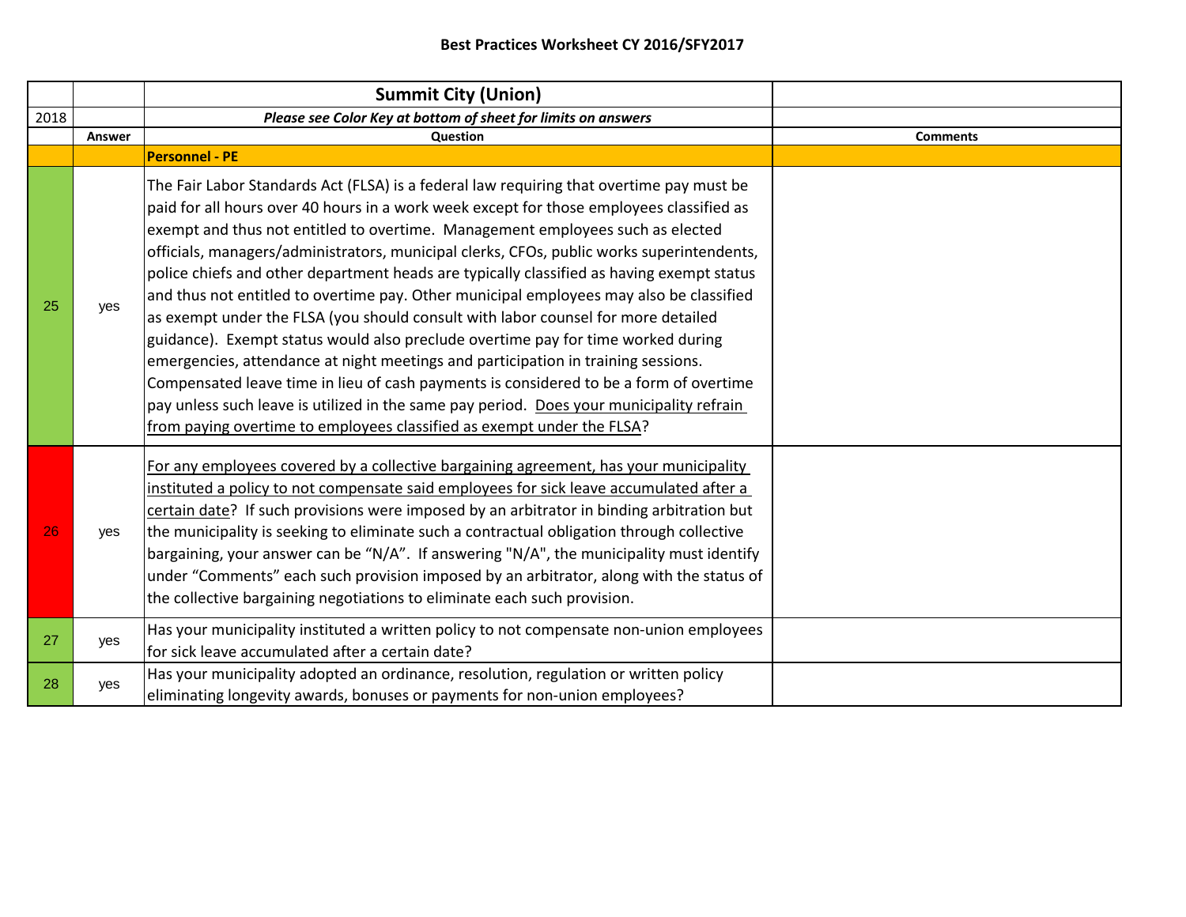**Best Practices Worksheet CY 2016/SFY2017**

| | | Summit City (Union) | |
|---|---|---|---|
| 2018 | | *Please see Color Key at bottom of sheet for limits on answers* | |
| | **Answer** | **Question** | **Comments** |
| | | **Personnel - PE** | |
| 25 | yes | The Fair Labor Standards Act (FLSA) is a federal law requiring that overtime pay must be paid for all hours over 40 hours in a work week except for those employees classified as exempt and thus not entitled to overtime. Management employees such as elected officials, managers/administrators, municipal clerks, CFOs, public works superintendents, police chiefs and other department heads are typically classified as having exempt status and thus not entitled to overtime pay. Other municipal employees may also be classified as exempt under the FLSA (you should consult with labor counsel for more detailed guidance). Exempt status would also preclude overtime pay for time worked during emergencies, attendance at night meetings and participation in training sessions. Compensated leave time in lieu of cash payments is considered to be a form of overtime pay unless such leave is utilized in the same pay period. Does your municipality refrain from paying overtime to employees classified as exempt under the FLSA? | |
| 26 | yes | For any employees covered by a collective bargaining agreement, has your municipality instituted a policy to not compensate said employees for sick leave accumulated after a certain date? If such provisions were imposed by an arbitrator in binding arbitration but the municipality is seeking to eliminate such a contractual obligation through collective bargaining, your answer can be "N/A". If answering "N/A", the municipality must identify under "Comments" each such provision imposed by an arbitrator, along with the status of the collective bargaining negotiations to eliminate each such provision. | |
| 27 | yes | Has your municipality instituted a written policy to not compensate non-union employees for sick leave accumulated after a certain date? | |
| 28 | yes | Has your municipality adopted an ordinance, resolution, regulation or written policy eliminating longevity awards, bonuses or payments for non-union employees? | |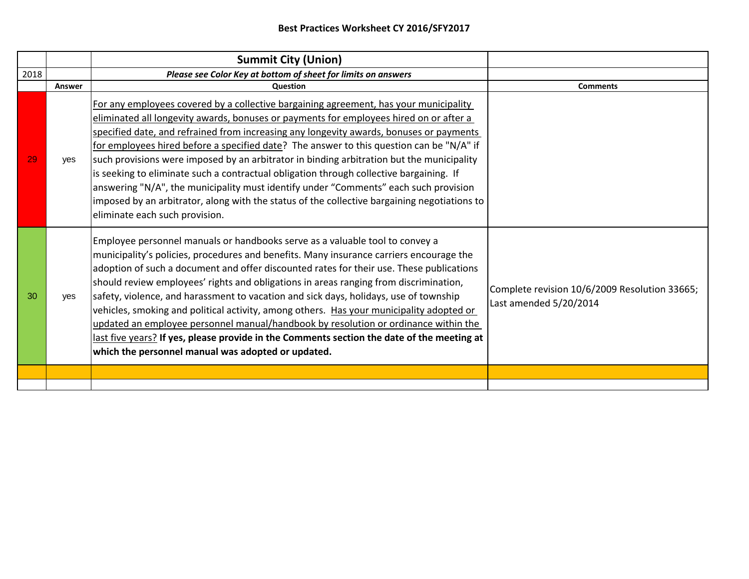# Best Practices Worksheet CY 2016/SFY2017

| | | Summit City (Union) | |
|---|---|---|---|
| 2018 | | *Please see Color Key at bottom of sheet for limits on answers* | |
| | **Answer** | **Question** | **Comments** |
| 29 | yes | For any employees covered by a collective bargaining agreement, has your municipality eliminated all longevity awards, bonuses or payments for employees hired on or after a specified date, and refrained from increasing any longevity awards, bonuses or payments for employees hired before a specified date? The answer to this question can be "N/A" if such provisions were imposed by an arbitrator in binding arbitration but the municipality is seeking to eliminate such a contractual obligation through collective bargaining. If answering "N/A", the municipality must identify under "Comments" each such provision imposed by an arbitrator, along with the status of the collective bargaining negotiations to eliminate each such provision. | |
| 30 | yes | Employee personnel manuals or handbooks serve as a valuable tool to convey a municipality's policies, procedures and benefits. Many insurance carriers encourage the adoption of such a document and offer discounted rates for their use. These publications should review employees' rights and obligations in areas ranging from discrimination, safety, violence, and harassment to vacation and sick days, holidays, use of township vehicles, smoking and political activity, among others. Has your municipality adopted or updated an employee personnel manual/handbook by resolution or ordinance within the last five years? **If yes, please provide in the Comments section the date of the meeting at which the personnel manual was adopted or updated.** | Complete revision 10/6/2009 Resolution 33665; Last amended 5/20/2014 |
| | | | |
| | | | |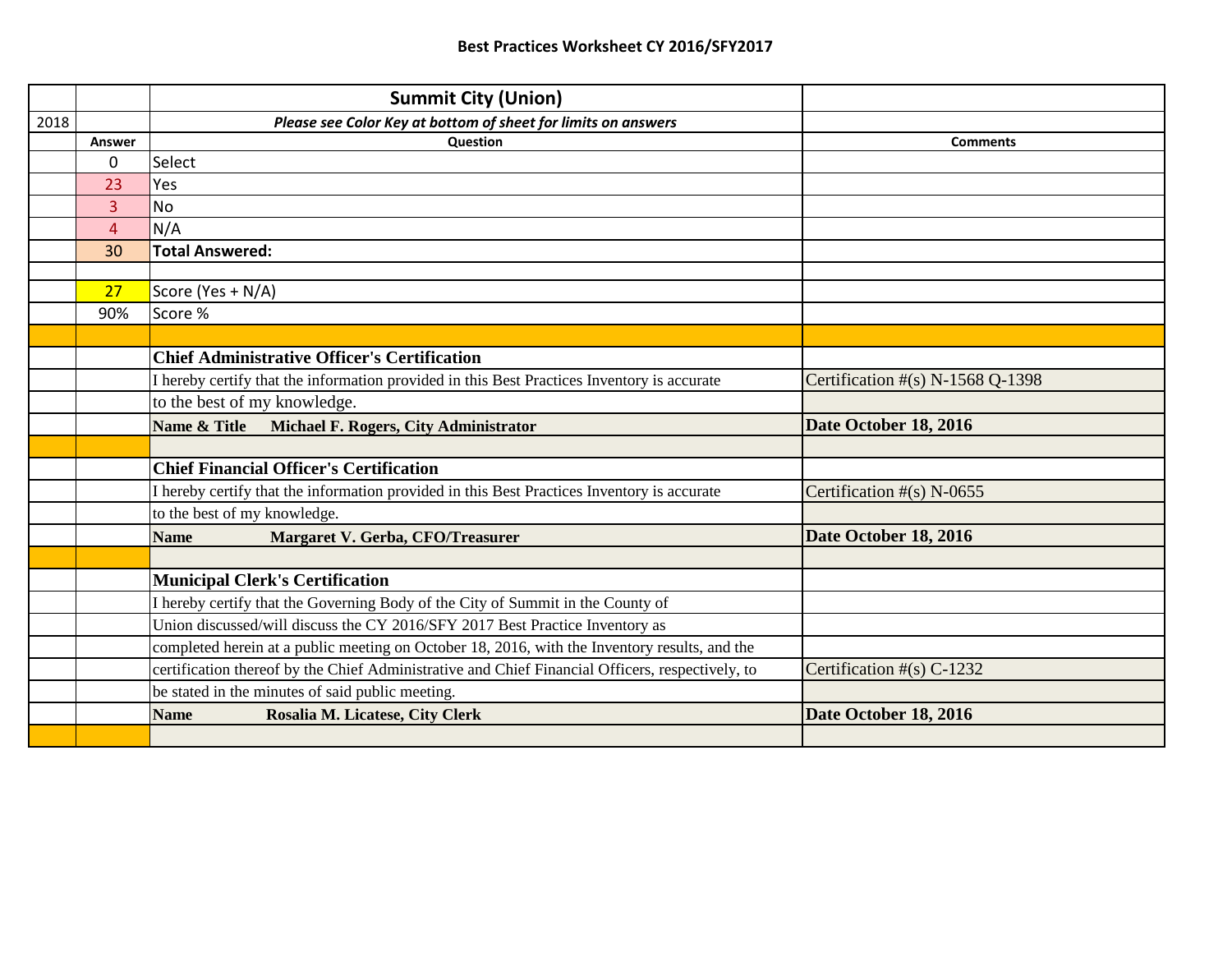**Best Practices Worksheet CY 2016/SFY2017**

| | | **Summit City (Union)** | |
|---|---|---|---|
| 2018 | | ***Please see Color Key at bottom of sheet for limits on answers*** | |
| | **Answer** | **Question** | **Comments** |
| | 0 | Select | |
| | 23 | Yes | |
| | 3 | No | |
| | 4 | N/A | |
| | 30 | **Total Answered:** | |
| | | | |
| | 27 | Score (Yes + N/A) | |
| | 90% | Score % | |
| | | | |
| | | **Chief Administrative Officer's Certification** | |
| | | I hereby certify that the information provided in this Best Practices Inventory is accurate | Certification #(s) N-1568 Q-1398 |
| | | to the best of my knowledge. | |
| | | **Name & Title Michael F. Rogers, City Administrator** | **Date October 18, 2016** |
| | | | |
| | | **Chief Financial Officer's Certification** | |
| | | I hereby certify that the information provided in this Best Practices Inventory is accurate | Certification #(s) N-0655 |
| | | to the best of my knowledge. | |
| | | **Name Margaret V. Gerba, CFO/Treasurer** | **Date October 18, 2016** |
| | | | |
| | | **Municipal Clerk's Certification** | |
| | | I hereby certify that the Governing Body of the City of Summit in the County of | |
| | | Union discussed/will discuss the CY 2016/SFY 2017 Best Practice Inventory as | |
| | | completed herein at a public meeting on October 18, 2016, with the Inventory results, and the | |
| | | certification thereof by the Chief Administrative and Chief Financial Officers, respectively, to | Certification #(s) C-1232 |
| | | be stated in the minutes of said public meeting. | |
| | | **Name Rosalia M. Licatese, City Clerk** | **Date October 18, 2016** |
| | | | |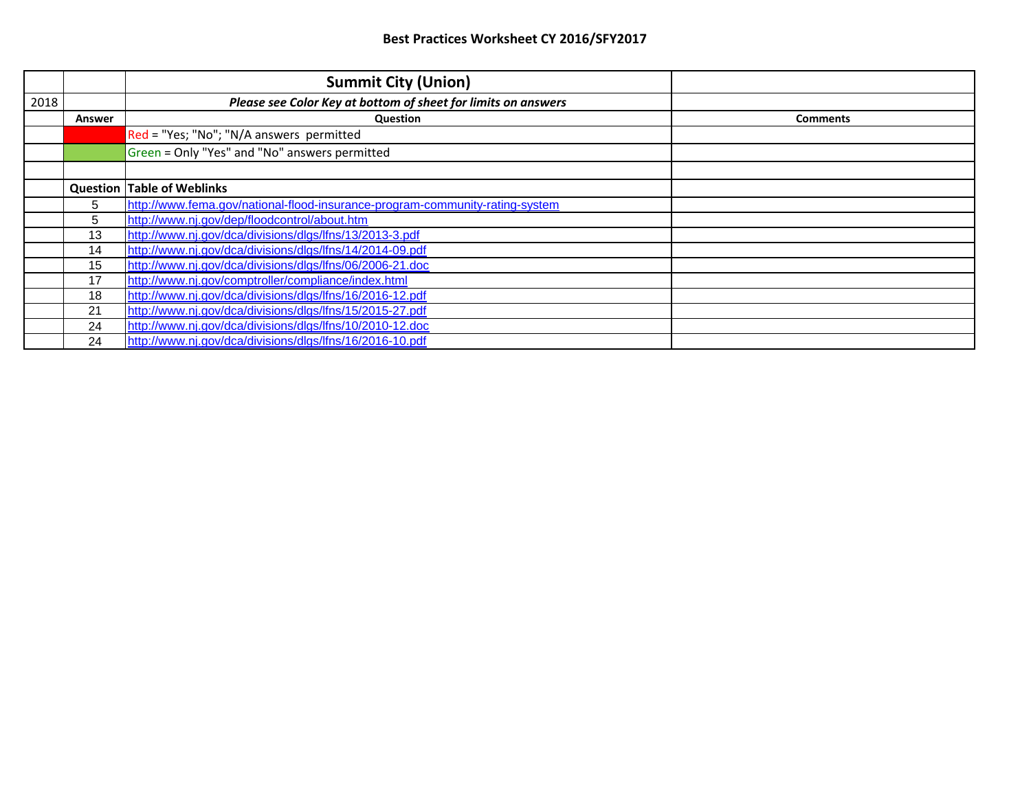**Best Practices Worksheet CY 2016/SFY2017**

| | | | |
|---|---|---|---|
| | | **Summit City (Union)** | |
| 2018 | | ***Please see Color Key at bottom of sheet for limits on answers*** | |
| | **Answer** | **Question** | **Comments** |
| | | Red = "Yes; "No"; "N/A answers permitted | |
| | | Green = Only "Yes" and "No" answers permitted | |
| | | | |
| | **Question** | **Table of Weblinks** | |
| | 5 | http://www.fema.gov/national-flood-insurance-program-community-rating-system | |
| | 5 | http://www.nj.gov/dep/floodcontrol/about.htm | |
| | 13 | http://www.nj.gov/dca/divisions/dlgs/lfns/13/2013-3.pdf | |
| | 14 | http://www.nj.gov/dca/divisions/dlgs/lfns/14/2014-09.pdf | |
| | 15 | http://www.nj.gov/dca/divisions/dlgs/lfns/06/2006-21.doc | |
| | 17 | http://www.nj.gov/comptroller/compliance/index.html | |
| | 18 | http://www.nj.gov/dca/divisions/dlgs/lfns/16/2016-12.pdf | |
| | 21 | http://www.nj.gov/dca/divisions/dlgs/lfns/15/2015-27.pdf | |
| | 24 | http://www.nj.gov/dca/divisions/dlgs/lfns/10/2010-12.doc | |
| | 24 | http://www.nj.gov/dca/divisions/dlgs/lfns/16/2016-10.pdf | |